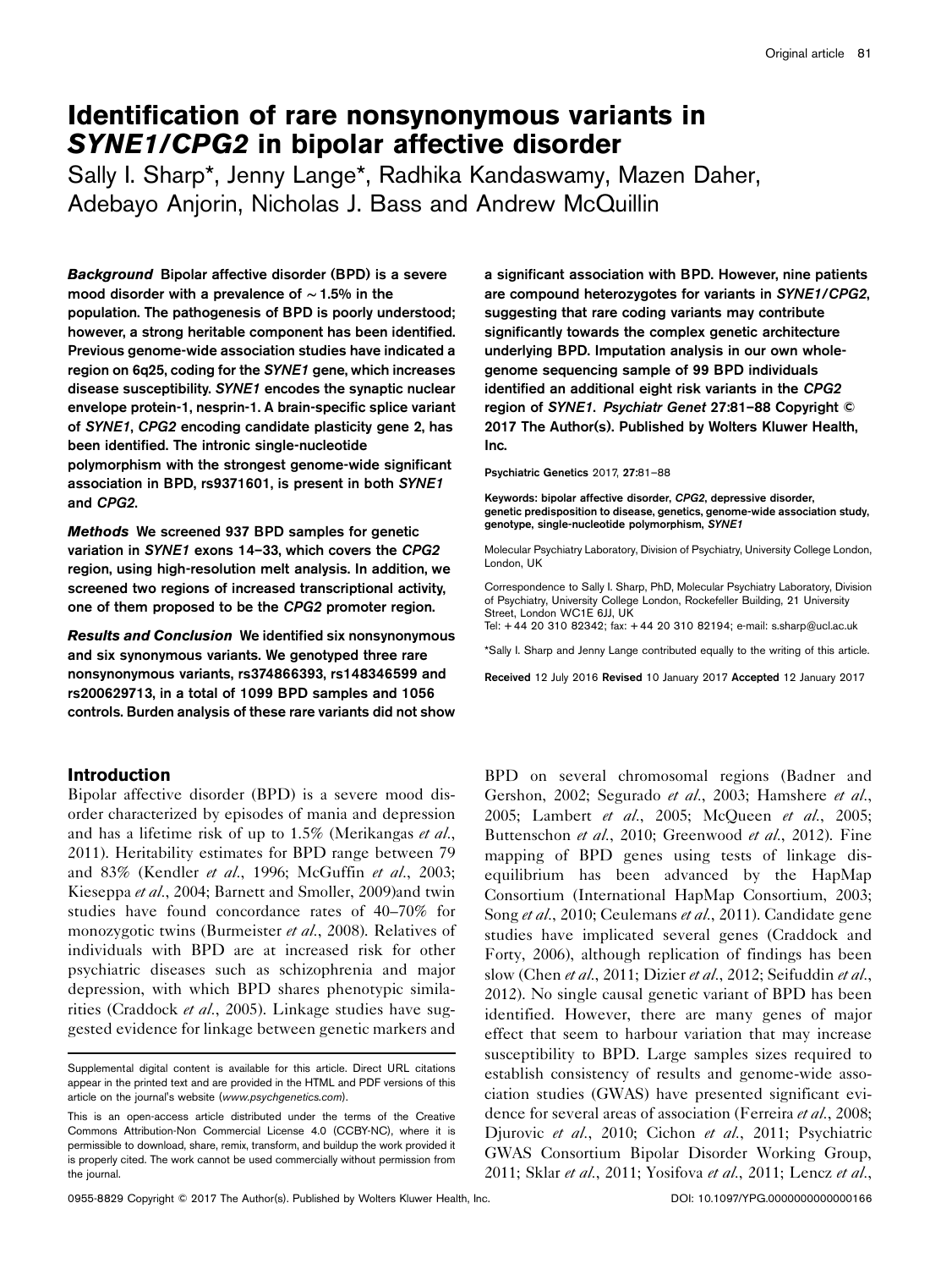# Identification of rare nonsynonymous variants in *SYNE1/CPG2* in bipolar affective disorder

Sally I. Sharp*, Jenny Lange*, Radhika Kandaswamy, Mazen Daher, Adebayo Anjorin, Nicholas J. Bass and Andrew McQuillin

***Background*** **Bipolar affective disorder (BPD) is a severe mood disorder with a prevalence of ∼1.5% in the population. The pathogenesis of BPD is poorly understood; however, a strong heritable component has been identified. Previous genome-wide association studies have indicated a region on 6q25, coding for the *SYNE1* gene, which increases disease susceptibility. *SYNE1* encodes the synaptic nuclear envelope protein-1, nesprin-1. A brain-specific splice variant of *SYNE1*, *CPG2* encoding candidate plasticity gene 2, has been identified. The intronic single-nucleotide polymorphism with the strongest genome-wide significant association in BPD, rs9371601, is present in both *SYNE1* and *CPG2*.**

***Methods*** **We screened 937 BPD samples for genetic variation in *SYNE1* exons 14–33, which covers the *CPG2* region, using high-resolution melt analysis. In addition, we screened two regions of increased transcriptional activity, one of them proposed to be the *CPG2* promoter region.**

***Results and Conclusion*** **We identified six nonsynonymous and six synonymous variants. We genotyped three rare nonsynonymous variants, rs374866393, rs148346599 and rs200629713, in a total of 1099 BPD samples and 1056 controls. Burden analysis of these rare variants did not show a significant association with BPD. However, nine patients are compound heterozygotes for variants in *SYNE1/CPG2*, suggesting that rare coding variants may contribute significantly towards the complex genetic architecture underlying BPD. Imputation analysis in our own whole-genome sequencing sample of 99 BPD individuals identified an additional eight risk variants in the *CPG2* region of *SYNE1*. *Psychiatr Genet* 27:81–88 Copyright © 2017 The Author(s). Published by Wolters Kluwer Health, Inc.**

Psychiatric Genetics 2017, 27:81–88

Keywords: bipolar affective disorder, *CPG2*, depressive disorder, genetic predisposition to disease, genetics, genome-wide association study, genotype, single-nucleotide polymorphism, *SYNE1*

Molecular Psychiatry Laboratory, Division of Psychiatry, University College London, London, UK

Correspondence to Sally I. Sharp, PhD, Molecular Psychiatry Laboratory, Division of Psychiatry, University College London, Rockefeller Building, 21 University Street, London WC1E 6JJ, UK
Tel: +44 20 310 82342; fax: +44 20 310 82194; e-mail: s.sharp@ucl.ac.uk

*Sally I. Sharp and Jenny Lange contributed equally to the writing of this article.

Received 12 July 2016 Revised 10 January 2017 Accepted 12 January 2017

## Introduction

Bipolar affective disorder (BPD) is a severe mood disorder characterized by episodes of mania and depression and has a lifetime risk of up to 1.5% (Merikangas *et al.*, 2011). Heritability estimates for BPD range between 79 and 83% (Kendler *et al.*, 1996; McGuffin *et al.*, 2003; Kieseppa *et al.*, 2004; Barnett and Smoller, 2009)and twin studies have found concordance rates of 40–70% for monozygotic twins (Burmeister *et al.*, 2008). Relatives of individuals with BPD are at increased risk for other psychiatric diseases such as schizophrenia and major depression, with which BPD shares phenotypic similarities (Craddock *et al.*, 2005). Linkage studies have suggested evidence for linkage between genetic markers and BPD on several chromosomal regions (Badner and Gershon, 2002; Segurado *et al.*, 2003; Hamshere *et al.*, 2005; Lambert *et al.*, 2005; McQueen *et al.*, 2005; Buttenschon *et al.*, 2010; Greenwood *et al.*, 2012). Fine mapping of BPD genes using tests of linkage disequilibrium has been advanced by the HapMap Consortium (International HapMap Consortium, 2003; Song *et al.*, 2010; Ceulemans *et al.*, 2011). Candidate gene studies have implicated several genes (Craddock and Forty, 2006), although replication of findings has been slow (Chen *et al.*, 2011; Dizier *et al.*, 2012; Seifuddin *et al.*, 2012). No single causal genetic variant of BPD has been identified. However, there are many genes of major effect that seem to harbour variation that may increase susceptibility to BPD. Large samples sizes required to establish consistency of results and genome-wide association studies (GWAS) have presented significant evidence for several areas of association (Ferreira *et al.*, 2008; Djurovic *et al.*, 2010; Cichon *et al.*, 2011; Psychiatric GWAS Consortium Bipolar Disorder Working Group, 2011; Sklar *et al.*, 2011; Yosifova *et al.*, 2011; Lencz *et al.*,

Supplemental digital content is available for this article. Direct URL citations appear in the printed text and are provided in the HTML and PDF versions of this article on the journal's website (*www.psychgenetics.com*).

This is an open-access article distributed under the terms of the Creative Commons Attribution-Non Commercial License 4.0 (CCBY-NC), where it is permissible to download, share, remix, transform, and buildup the work provided it is properly cited. The work cannot be used commercially without permission from the journal.

0955-8829 Copyright © 2017 The Author(s). Published by Wolters Kluwer Health, Inc. DOI: 10.1097/YPG.0000000000000166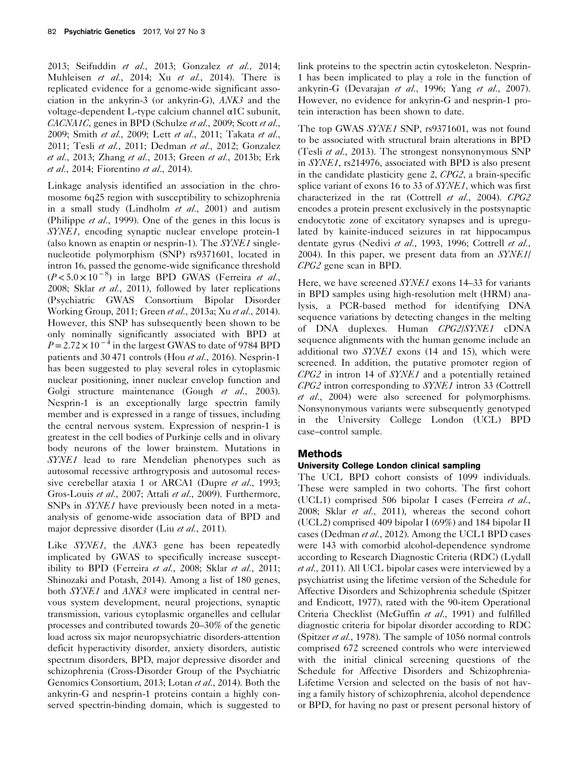2013; Seifuddin *et al.*, 2013; Gonzalez *et al.*, 2014; Muhleisen *et al.*, 2014; Xu *et al.*, 2014). There is replicated evidence for a genome-wide significant association in the ankyrin-3 (or ankyrin-G), *ANK3* and the voltage-dependent L-type calcium channel α1C subunit, *CACNA1C*, genes in BPD (Schulze *et al.*, 2009; Scott *et al.*, 2009; Smith *et al.*, 2009; Lett *et al.*, 2011; Takata *et al.*, 2011; Tesli *et al.*, 2011; Dedman *et al.*, 2012; Gonzalez *et al.*, 2013; Zhang *et al.*, 2013; Green *et al.*, 2013b; Erk *et al.*, 2014; Fiorentino *et al.*, 2014).

Linkage analysis identified an association in the chromosome 6q25 region with susceptibility to schizophrenia in a small study (Lindholm *et al.*, 2001) and autism (Philippe *et al.*, 1999). One of the genes in this locus is *SYNE1*, encoding synaptic nuclear envelope protein-1 (also known as enaptin or nesprin-1). The *SYNE1* single-nucleotide polymorphism (SNP) rs9371601, located in intron 16, passed the genome-wide significance threshold ($P < 5.0 \times 10^{-8}$) in large BPD GWAS (Ferreira *et al.*, 2008; Sklar *et al.*, 2011), followed by later replications (Psychiatric GWAS Consortium Bipolar Disorder Working Group, 2011; Green *et al.*, 2013a; Xu *et al.*, 2014). However, this SNP has subsequently been shown to be only nominally significantly associated with BPD at $P = 2.72 \times 10^{-4}$ in the largest GWAS to date of 9784 BPD patients and 30 471 controls (Hou *et al.*, 2016). Nesprin-1 has been suggested to play several roles in cytoplasmic nuclear positioning, inner nuclear envelop function and Golgi structure maintenance (Gough *et al.*, 2003). Nesprin-1 is an exceptionally large spectrin family member and is expressed in a range of tissues, including the central nervous system. Expression of nesprin-1 is greatest in the cell bodies of Purkinje cells and in olivary body neurons of the lower brainstem. Mutations in *SYNE1* lead to rare Mendelian phenotypes such as autosomal recessive arthrogryposis and autosomal recessive cerebellar ataxia 1 or ARCA1 (Dupre *et al.*, 1993; Gros-Louis *et al.*, 2007; Attali *et al.*, 2009). Furthermore, SNPs in *SYNE1* have previously been noted in a meta-analysis of genome-wide association data of BPD and major depressive disorder (Liu *et al.*, 2011).

Like *SYNE1*, the *ANK3* gene has been repeatedly implicated by GWAS to specifically increase susceptibility to BPD (Ferreira *et al.*, 2008; Sklar *et al.*, 2011; Shinozaki and Potash, 2014). Among a list of 180 genes, both *SYNE1* and *ANK3* were implicated in central nervous system development, neural projections, synaptic transmission, various cytoplasmic organelles and cellular processes and contributed towards 20–30% of the genetic load across six major neuropsychiatric disorders-attention deficit hyperactivity disorder, anxiety disorders, autistic spectrum disorders, BPD, major depressive disorder and schizophrenia (Cross-Disorder Group of the Psychiatric Genomics Consortium, 2013; Lotan *et al.*, 2014). Both the ankyrin-G and nesprin-1 proteins contain a highly conserved spectrin-binding domain, which is suggested to link proteins to the spectrin actin cytoskeleton. Nesprin-1 has been implicated to play a role in the function of ankyrin-G (Devarajan *et al.*, 1996; Yang *et al.*, 2007). However, no evidence for ankyrin-G and nesprin-1 protein interaction has been shown to date.

The top GWAS *SYNE1* SNP, rs9371601, was not found to be associated with structural brain alterations in BPD (Tesli *et al.*, 2013). The strongest nonsynonymous SNP in *SYNE1*, rs214976, associated with BPD is also present in the candidate plasticity gene 2, *CPG2*, a brain-specific splice variant of exons 16 to 33 of *SYNE1*, which was first characterized in the rat (Cottrell *et al.*, 2004). *CPG2* encodes a protein present exclusively in the postsynaptic endocytotic zone of excitatory synapses and is upregulated by kainite-induced seizures in rat hippocampus dentate gyrus (Nedivi *et al.*, 1993, 1996; Cottrell *et al.*, 2004). In this paper, we present data from an *SYNE1*/*CPG2* gene scan in BPD.

Here, we have screened *SYNE1* exons 14–33 for variants in BPD samples using high-resolution melt (HRM) analysis, a PCR-based method for identifying DNA sequence variations by detecting changes in the melting of DNA duplexes. Human *CPG2*/*SYNE1* cDNA sequence alignments with the human genome include an additional two *SYNE1* exons (14 and 15), which were screened. In addition, the putative promoter region of *CPG2* in intron 14 of *SYNE1* and a potentially retained *CPG2* intron corresponding to *SYNE1* intron 33 (Cottrell *et al.*, 2004) were also screened for polymorphisms. Nonsynonymous variants were subsequently genotyped in the University College London (UCL) BPD case–control sample.

## Methods

### University College London clinical sampling

The UCL BPD cohort consists of 1099 individuals. These were sampled in two cohorts. The first cohort (UCL1) comprised 506 bipolar I cases (Ferreira *et al.*, 2008; Sklar *et al.*, 2011), whereas the second cohort (UCL2) comprised 409 bipolar I (69%) and 184 bipolar II cases (Dedman *et al.*, 2012). Among the UCL1 BPD cases were 143 with comorbid alcohol-dependence syndrome according to Research Diagnostic Criteria (RDC) (Lydall *et al.*, 2011). All UCL bipolar cases were interviewed by a psychiatrist using the lifetime version of the Schedule for Affective Disorders and Schizophrenia schedule (Spitzer and Endicott, 1977), rated with the 90-item Operational Criteria Checklist (McGuffin *et al.*, 1991) and fulfilled diagnostic criteria for bipolar disorder according to RDC (Spitzer *et al.*, 1978). The sample of 1056 normal controls comprised 672 screened controls who were interviewed with the initial clinical screening questions of the Schedule for Affective Disorders and Schizophrenia-Lifetime Version and selected on the basis of not having a family history of schizophrenia, alcohol dependence or BPD, for having no past or present personal history of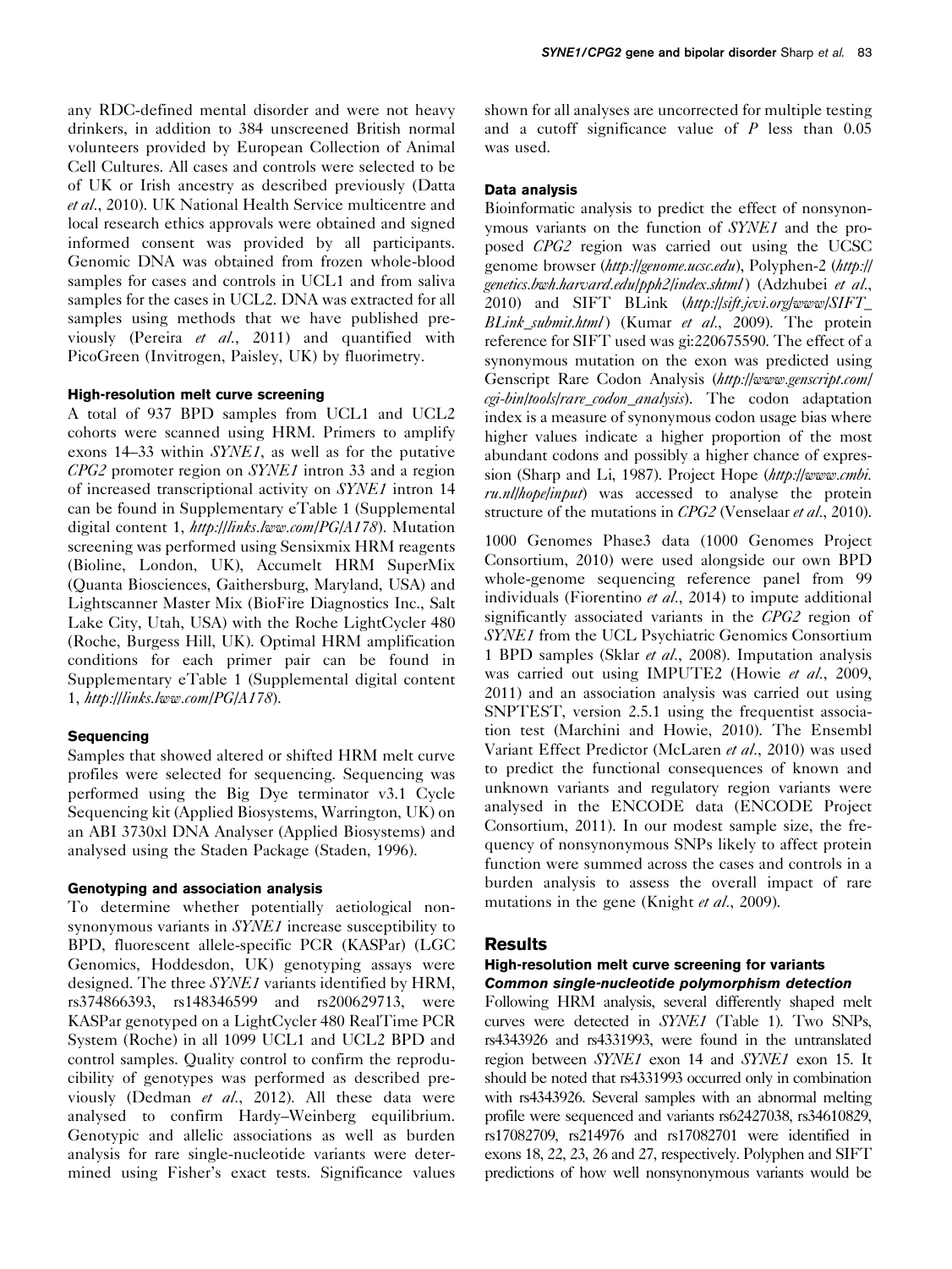any RDC-defined mental disorder and were not heavy drinkers, in addition to 384 unscreened British normal volunteers provided by European Collection of Animal Cell Cultures. All cases and controls were selected to be of UK or Irish ancestry as described previously (Datta *et al*., 2010). UK National Health Service multicentre and local research ethics approvals were obtained and signed informed consent was provided by all participants. Genomic DNA was obtained from frozen whole-blood samples for cases and controls in UCL1 and from saliva samples for the cases in UCL2. DNA was extracted for all samples using methods that we have published previously (Pereira *et al*., 2011) and quantified with PicoGreen (Invitrogen, Paisley, UK) by fluorimetry.

#### High-resolution melt curve screening

A total of 937 BPD samples from UCL1 and UCL2 cohorts were scanned using HRM. Primers to amplify exons 14–33 within *SYNE1*, as well as for the putative *CPG2* promoter region on *SYNE1* intron 33 and a region of increased transcriptional activity on *SYNE1* intron 14 can be found in Supplementary eTable 1 (Supplemental digital content 1, *http://links.lww.com/PG/A178*). Mutation screening was performed using Sensixmix HRM reagents (Bioline, London, UK), Accumelt HRM SuperMix (Quanta Biosciences, Gaithersburg, Maryland, USA) and Lightscanner Master Mix (BioFire Diagnostics Inc., Salt Lake City, Utah, USA) with the Roche LightCycler 480 (Roche, Burgess Hill, UK). Optimal HRM amplification conditions for each primer pair can be found in Supplementary eTable 1 (Supplemental digital content 1, *http://links.lww.com/PG/A178*).

#### Sequencing

Samples that showed altered or shifted HRM melt curve profiles were selected for sequencing. Sequencing was performed using the Big Dye terminator v3.1 Cycle Sequencing kit (Applied Biosystems, Warrington, UK) on an ABI 3730xl DNA Analyser (Applied Biosystems) and analysed using the Staden Package (Staden, 1996).

#### Genotyping and association analysis

To determine whether potentially aetiological nonsynonymous variants in *SYNE1* increase susceptibility to BPD, fluorescent allele-specific PCR (KASPar) (LGC Genomics, Hoddesdon, UK) genotyping assays were designed. The three *SYNE1* variants identified by HRM, rs374866393, rs148346599 and rs200629713, were KASPar genotyped on a LightCycler 480 RealTime PCR System (Roche) in all 1099 UCL1 and UCL2 BPD and control samples. Quality control to confirm the reproducibility of genotypes was performed as described previously (Dedman *et al*., 2012). All these data were analysed to confirm Hardy–Weinberg equilibrium. Genotypic and allelic associations as well as burden analysis for rare single-nucleotide variants were determined using Fisher's exact tests. Significance values shown for all analyses are uncorrected for multiple testing and a cutoff significance value of $P$ less than 0.05 was used.

#### Data analysis

Bioinformatic analysis to predict the effect of nonsynonymous variants on the function of *SYNE1* and the proposed *CPG2* region was carried out using the UCSC genome browser (*http://genome.ucsc.edu*), Polyphen-2 (*http://genetics.bwh.harvard.edu/pph2/index.shtml*) (Adzhubei *et al*., 2010) and SIFT BLink (*http://sift.jcvi.org/www/SIFT_BLink_submit.html*) (Kumar *et al*., 2009). The protein reference for SIFT used was gi:220675590. The effect of a synonymous mutation on the exon was predicted using Genscript Rare Codon Analysis (*http://www.genscript.com/cgi-bin/tools/rare_codon_analysis*). The codon adaptation index is a measure of synonymous codon usage bias where higher values indicate a higher proportion of the most abundant codons and possibly a higher chance of expression (Sharp and Li, 1987). Project Hope (*http://www.cmbi.ru.nl/hope/input*) was accessed to analyse the protein structure of the mutations in *CPG2* (Venselaar *et al*., 2010).

1000 Genomes Phase3 data (1000 Genomes Project Consortium, 2010) were used alongside our own BPD whole-genome sequencing reference panel from 99 individuals (Fiorentino *et al*., 2014) to impute additional significantly associated variants in the *CPG2* region of *SYNE1* from the UCL Psychiatric Genomics Consortium 1 BPD samples (Sklar *et al*., 2008). Imputation analysis was carried out using IMPUTE2 (Howie *et al*., 2009, 2011) and an association analysis was carried out using SNPTEST, version 2.5.1 using the frequentist association test (Marchini and Howie, 2010). The Ensembl Variant Effect Predictor (McLaren *et al*., 2010) was used to predict the functional consequences of known and unknown variants and regulatory region variants were analysed in the ENCODE data (ENCODE Project Consortium, 2011). In our modest sample size, the frequency of nonsynonymous SNPs likely to affect protein function were summed across the cases and controls in a burden analysis to assess the overall impact of rare mutations in the gene (Knight *et al*., 2009).

## Results

### High-resolution melt curve screening for variants

#### *Common single-nucleotide polymorphism detection*

Following HRM analysis, several differently shaped melt curves were detected in *SYNE1* (Table 1). Two SNPs, rs4343926 and rs4331993, were found in the untranslated region between *SYNE1* exon 14 and *SYNE1* exon 15. It should be noted that rs4331993 occurred only in combination with rs4343926. Several samples with an abnormal melting profile were sequenced and variants rs62427038, rs34610829, rs17082709, rs214976 and rs17082701 were identified in exons 18, 22, 23, 26 and 27, respectively. Polyphen and SIFT predictions of how well nonsynonymous variants would be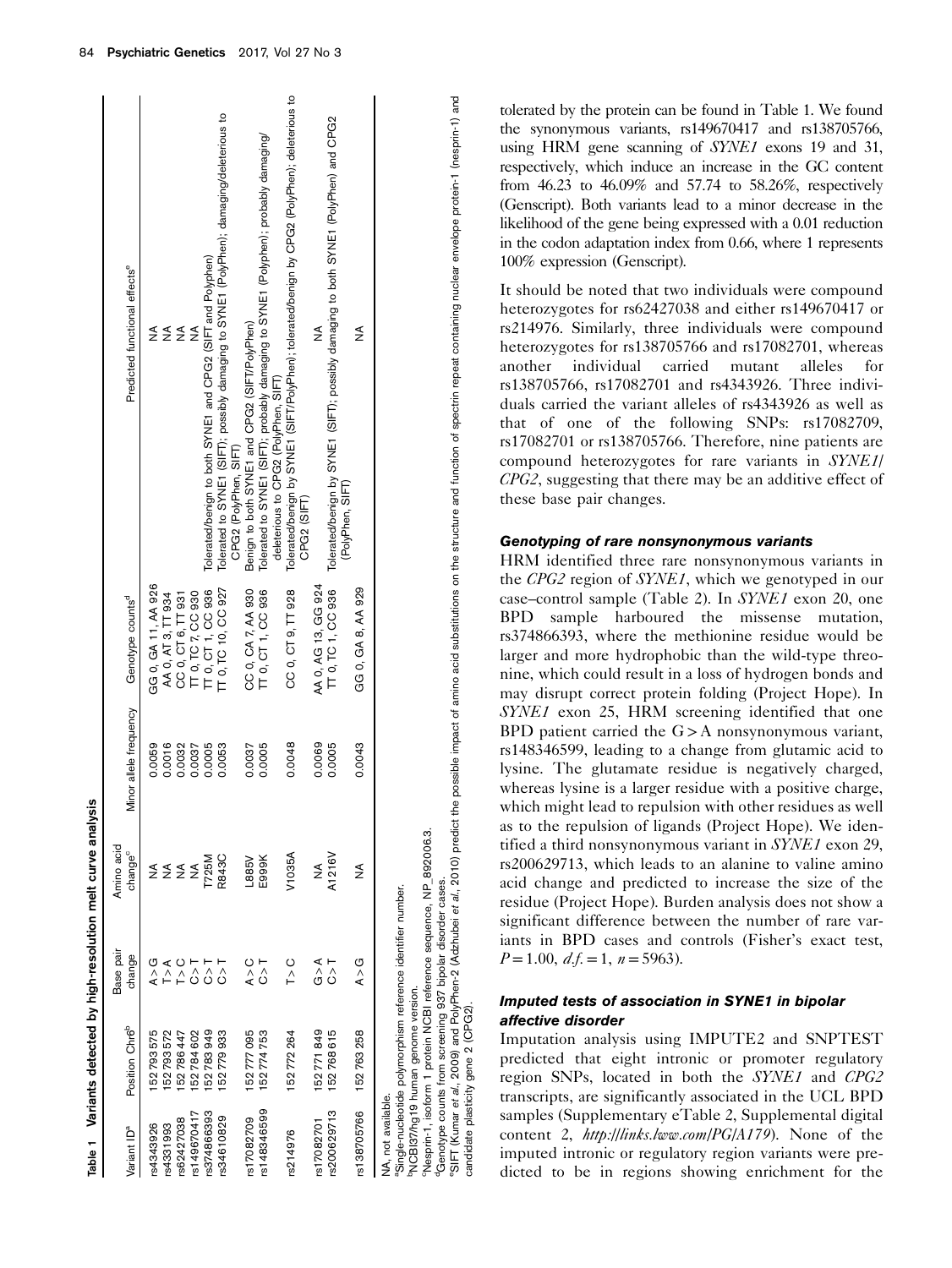**Table 1 Variants detected by high-resolution melt curve analysis**

| Variant ID[a] | Position Chr6[b] | Base pair change | Amino acid change[c] | Minor allele frequency | Genotype counts[d] | Predicted functional effects[e] |
|---|---|---|---|---|---|---|
| rs4343926 | 152 793 575 | A > G | NA | 0.0059 | GG 0, GA 11, AA 926 | NA |
| rs4331993 | 152 793 572 | T > A | NA | 0.0016 | AA 0, AT 3, TT 934 | NA |
| rs62427038 | 152 786 447 | T > C | NA | 0.0032 | CC 0, CT 6, TT 931 | NA |
| rs149670417 | 152 784 602 | C > T | NA | 0.0037 | TT 0, TC 7, CC 930 | NA |
| rs374866393 | 152 783 949 | C > T | T725M | 0.0005 | TT 0, CT 1, CC 936 | Tolerated/benign to both SYNE1 and CPG2 (SIFT and Polyphen) |
| rs34610829 | 152 779 933 | C > T | R843C | 0.0053 | TT 0, TC 10, CC 927 | Tolerated to SYNE1 (SIFT); possibly damaging to SYNE1 (PolyPhen); damaging/deleterious to CPG2 (PolyPhen, SIFT) |
| rs17082709 | 152 777 095 | A > C | L885V | 0.0037 | CC 0, CA 7, AA 930 | Benign to both SYNE1 and CPG2 (SIFT/PolyPhen) |
| rs148346599 | 152 774 753 | C > T | E999K | 0.0005 | TT 0, CT 1, CC 936 | Tolerated to SYNE1 (SIFT); probably damaging to SYNE1 (Polyphen); probably damaging/deleterious to CPG2 (PolyPhen, SIFT) |
| rs214976 | 152 772 264 | T > C | V1035A | 0.0048 | CC 0, CT 9, TT 928 | Tolerated/benign by SYNE1 (SIFT/PolyPhen); tolerated/benign by CPG2 (PolyPhen); deleterious to CPG2 (SIFT) |
| rs17082701 | 152 771 849 | G > A | NA | 0.0069 | AA 0, AG 13, GG 924 | NA |
| rs200629713 | 152 768 615 | C > T | A1216V | 0.0005 | TT 0, TC 1, CC 936 | Tolerated/benign by SYNE1 (SIFT); possibly damaging to both SYNE1 (PolyPhen) and CPG2 (PolyPhen, SIFT) |
| rs138705766 | 152 763 258 | A > G | NA | 0.0043 | GG 0, GA 8, AA 929 | NA |

NA, not available.
[a]Single-nucleotide polymorphism reference identifier number.
[b]NCBI37/hg19 human genome version.
[c]Nesprin-1, isoform 1 protein NCBI reference sequence, NP_892006.3.
[d]Genotype counts from screening 937 bipolar disorder cases.
[e]SIFT (Kumar *et al.*, 2009) and PolyPhen-2 (Adzhubei *et al.*, 2010) predict the possible impact of amino acid substitutions on the structure and function of spectrin repeat containing nuclear envelope protein-1 (nesprin-1) and candidate plasticity gene 2 (CPG2).

tolerated by the protein can be found in Table 1. We found the synonymous variants, rs149670417 and rs138705766, using HRM gene scanning of *SYNE1* exons 19 and 31, respectively, which induce an increase in the GC content from 46.23 to 46.09% and 57.74 to 58.26%, respectively (Genscript). Both variants lead to a minor decrease in the likelihood of the gene being expressed with a 0.01 reduction in the codon adaptation index from 0.66, where 1 represents 100% expression (Genscript).

It should be noted that two individuals were compound heterozygotes for rs62427038 and either rs149670417 or rs214976. Similarly, three individuals were compound heterozygotes for rs138705766 and rs17082701, whereas another individual carried mutant alleles for rs138705766, rs17082701 and rs4343926. Three individuals carried the variant alleles of rs4343926 as well as that of one of the following SNPs: rs17082709, rs17082701 or rs138705766. Therefore, nine patients are compound heterozygotes for rare variants in *SYNE1*/*CPG2*, suggesting that there may be an additive effect of these base pair changes.

### Genotyping of rare nonsynonymous variants

HRM identified three rare nonsynonymous variants in the *CPG2* region of *SYNE1*, which we genotyped in our case–control sample (Table 2). In *SYNE1* exon 20, one BPD sample harboured the missense mutation, rs374866393, where the methionine residue would be larger and more hydrophobic than the wild-type threonine, which could result in a loss of hydrogen bonds and may disrupt correct protein folding (Project Hope). In *SYNE1* exon 25, HRM screening identified that one BPD patient carried the G > A nonsynonymous variant, rs148346599, leading to a change from glutamic acid to lysine. The glutamate residue is negatively charged, whereas lysine is a larger residue with a positive charge, which might lead to repulsion with other residues as well as to the repulsion of ligands (Project Hope). We identified a third nonsynonymous variant in *SYNE1* exon 29, rs200629713, which leads to an alanine to valine amino acid change and predicted to increase the size of the residue (Project Hope). Burden analysis does not show a significant difference between the number of rare variants in BPD cases and controls (Fisher's exact test, $P = 1.00$, $d.f. = 1$, $n = 5963$).

### Imputed tests of association in SYNE1 in bipolar affective disorder

Imputation analysis using IMPUTE2 and SNPTEST predicted that eight intronic or promoter regulatory region SNPs, located in both the *SYNE1* and *CPG2* transcripts, are significantly associated in the UCL BPD samples (Supplementary eTable 2, Supplemental digital content 2, *http://links.lww.com/PG/A179*). None of the imputed intronic or regulatory region variants were predicted to be in regions showing enrichment for the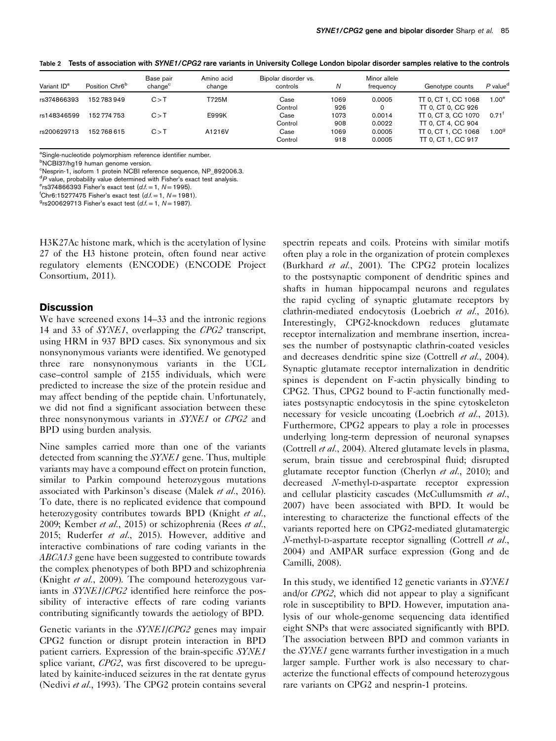**Table 2 Tests of association with *SYNE1/CPG2* rare variants in University College London bipolar disorder samples relative to the controls**

| Variant ID[a] | Position Chr6[b] | Base pair change[c] | Amino acid change | Bipolar disorder vs. controls | N | Minor allele frequency | Genotype counts | P value[d] |
|---|---|---|---|---|---|---|---|---|
| rs374866393 | 152 783 949 | C>T | T725M | Case | 1069 | 0.0005 | TT 0, CT 1, CC 1068 | 1.00[e] |
| | | | | Control | 926 | 0 | TT 0, CT 0, CC 926 | |
| rs148346599 | 152 774 753 | C>T | E999K | Case | 1073 | 0.0014 | TT 0, CT 3, CC 1070 | 0.71[f] |
| | | | | Control | 908 | 0.0022 | TT 0, CT 4, CC 904 | |
| rs200629713 | 152 768 615 | C>T | A1216V | Case | 1069 | 0.0005 | TT 0, CT 1, CC 1068 | 1.00[g] |
| | | | | Control | 918 | 0.0005 | TT 0, CT 1, CC 917 | |

[a]Single-nucleotide polymorphism reference identifier number.
[b]NCBI37/hg19 human genome version.
[c]Nesprin-1, isoform 1 protein NCBI reference sequence, NP_892006.3.
[d]*P* value, probability value determined with Fisher's exact test analysis.
[e]rs374866393 Fisher's exact test (*d.f.* = 1, *N* = 1995).
[f]Chr6:15277475 Fisher's exact test (*d.f.* = 1, *N* = 1981).
[g]rs200629713 Fisher's exact test (*d.f.* = 1, *N* = 1987).

H3K27Ac histone mark, which is the acetylation of lysine 27 of the H3 histone protein, often found near active regulatory elements (ENCODE) (ENCODE Project Consortium, 2011).

## Discussion

We have screened exons 14–33 and the intronic regions 14 and 33 of *SYNE1*, overlapping the *CPG2* transcript, using HRM in 937 BPD cases. Six synonymous and six nonsynonymous variants were identified. We genotyped three rare nonsynonymous variants in the UCL case–control sample of 2155 individuals, which were predicted to increase the size of the protein residue and may affect bending of the peptide chain. Unfortunately, we did not find a significant association between these three nonsynonymous variants in *SYNE1* or *CPG2* and BPD using burden analysis.

Nine samples carried more than one of the variants detected from scanning the *SYNE1* gene. Thus, multiple variants may have a compound effect on protein function, similar to Parkin compound heterozygous mutations associated with Parkinson's disease (Malek *et al*., 2016). To date, there is no replicated evidence that compound heterozygosity contributes towards BPD (Knight *et al*., 2009; Kember *et al*., 2015) or schizophrenia (Rees *et al*., 2015; Ruderfer *et al*., 2015). However, additive and interactive combinations of rare coding variants in the *ABCA13* gene have been suggested to contribute towards the complex phenotypes of both BPD and schizophrenia (Knight *et al*., 2009). The compound heterozygous variants in *SYNE1/CPG2* identified here reinforce the possibility of interactive effects of rare coding variants contributing significantly towards the aetiology of BPD.

Genetic variants in the *SYNE1/CPG2* genes may impair CPG2 function or disrupt protein interaction in BPD patient carriers. Expression of the brain-specific *SYNE1* splice variant, *CPG2*, was first discovered to be upregulated by kainite-induced seizures in the rat dentate gyrus (Nedivi *et al*., 1993). The CPG2 protein contains several spectrin repeats and coils. Proteins with similar motifs often play a role in the organization of protein complexes (Burkhard *et al*., 2001). The CPG2 protein localizes to the postsynaptic component of dendritic spines and shafts in human hippocampal neurons and regulates the rapid cycling of synaptic glutamate receptors by clathrin-mediated endocytosis (Loebrich *et al*., 2016). Interestingly, CPG2-knockdown reduces glutamate receptor internalization and membrane insertion, increases the number of postsynaptic clathrin-coated vesicles and decreases dendritic spine size (Cottrell *et al*., 2004). Synaptic glutamate receptor internalization in dendritic spines is dependent on F-actin physically binding to CPG2. Thus, CPG2 bound to F-actin functionally mediates postsynaptic endocytosis in the spine cytoskeleton necessary for vesicle uncoating (Loebrich *et al*., 2013). Furthermore, CPG2 appears to play a role in processes underlying long-term depression of neuronal synapses (Cottrell *et al*., 2004). Altered glutamate levels in plasma, serum, brain tissue and cerebrospinal fluid; disrupted glutamate receptor function (Cherlyn *et al*., 2010); and decreased *N*-methyl-D-aspartate receptor expression and cellular plasticity cascades (McCullumsmith *et al*., 2007) have been associated with BPD. It would be interesting to characterize the functional effects of the variants reported here on CPG2-mediated glutamatergic *N*-methyl-D-aspartate receptor signalling (Cottrell *et al*., 2004) and AMPAR surface expression (Gong and de Camilli, 2008).

In this study, we identified 12 genetic variants in *SYNE1* and/or *CPG2*, which did not appear to play a significant role in susceptibility to BPD. However, imputation analysis of our whole-genome sequencing data identified eight SNPs that were associated significantly with BPD. The association between BPD and common variants in the *SYNE1* gene warrants further investigation in a much larger sample. Further work is also necessary to characterize the functional effects of compound heterozygous rare variants on CPG2 and nesprin-1 proteins.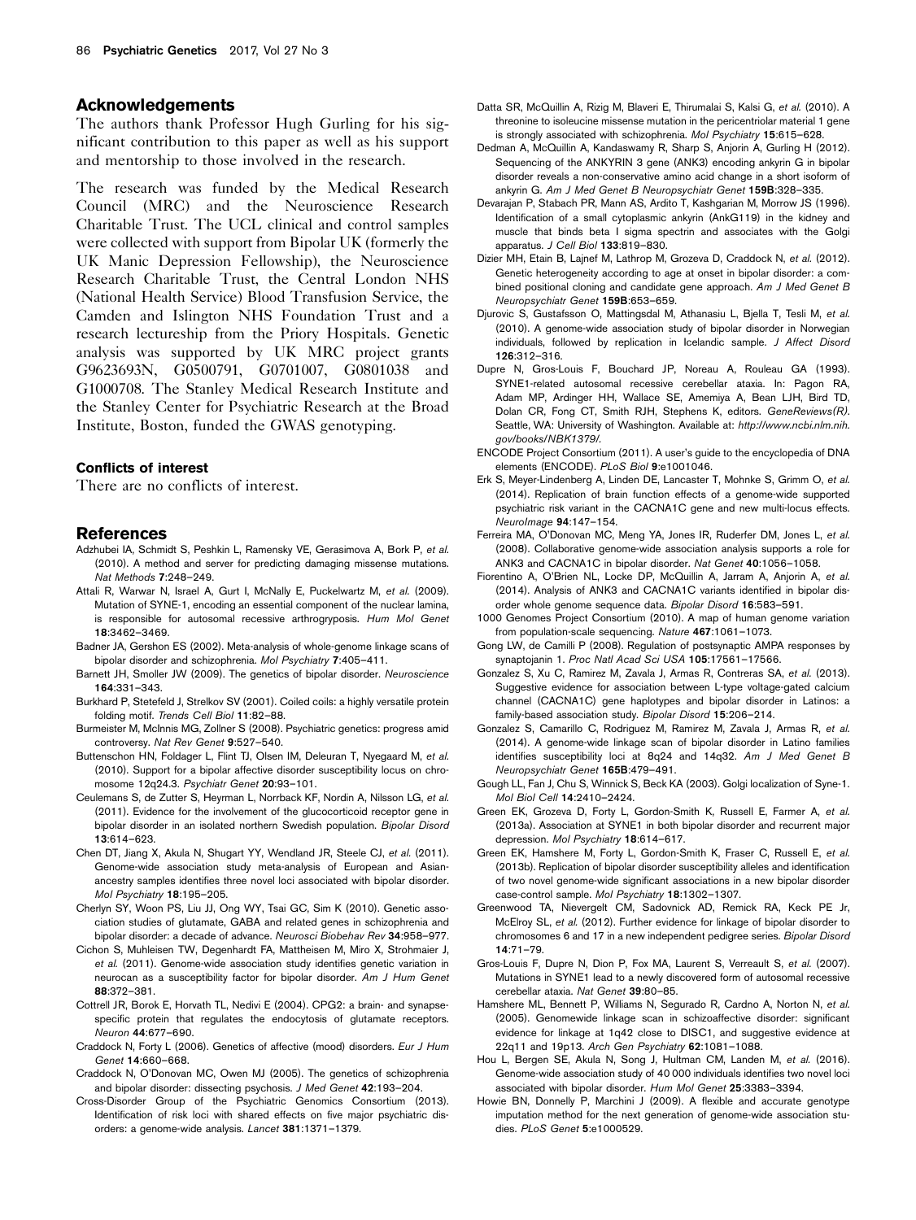## Acknowledgements

The authors thank Professor Hugh Gurling for his significant contribution to this paper as well as his support and mentorship to those involved in the research.

The research was funded by the Medical Research Council (MRC) and the Neuroscience Research Charitable Trust. The UCL clinical and control samples were collected with support from Bipolar UK (formerly the UK Manic Depression Fellowship), the Neuroscience Research Charitable Trust, the Central London NHS (National Health Service) Blood Transfusion Service, the Camden and Islington NHS Foundation Trust and a research lectureship from the Priory Hospitals. Genetic analysis was supported by UK MRC project grants G9623693N, G0500791, G0701007, G0801038 and G1000708. The Stanley Medical Research Institute and the Stanley Center for Psychiatric Research at the Broad Institute, Boston, funded the GWAS genotyping.

### Conflicts of interest

There are no conflicts of interest.

## References

Adzhubei IA, Schmidt S, Peshkin L, Ramensky VE, Gerasimova A, Bork P, *et al.* (2010). A method and server for predicting damaging missense mutations. *Nat Methods* **7**:248–249.

Attali R, Warwar N, Israel A, Gurt I, McNally E, Puckelwartz M, *et al.* (2009). Mutation of SYNE-1, encoding an essential component of the nuclear lamina, is responsible for autosomal recessive arthrogryposis. *Hum Mol Genet* **18**:3462–3469.

Badner JA, Gershon ES (2002). Meta-analysis of whole-genome linkage scans of bipolar disorder and schizophrenia. *Mol Psychiatry* **7**:405–411.

Barnett JH, Smoller JW (2009). The genetics of bipolar disorder. *Neuroscience* **164**:331–343.

Burkhard P, Stetefeld J, Strelkov SV (2001). Coiled coils: a highly versatile protein folding motif. *Trends Cell Biol* **11**:82–88.

Burmeister M, McInnis MG, Zollner S (2008). Psychiatric genetics: progress amid controversy. *Nat Rev Genet* **9**:527–540.

Buttenschon HN, Foldager L, Flint TJ, Olsen IM, Deleuran T, Nyegaard M, *et al.* (2010). Support for a bipolar affective disorder susceptibility locus on chromosome 12q24.3. *Psychiatr Genet* **20**:93–101.

Ceulemans S, de Zutter S, Heyrman L, Norrback KF, Nordin A, Nilsson LG, *et al.* (2011). Evidence for the involvement of the glucocorticoid receptor gene in bipolar disorder in an isolated northern Swedish population. *Bipolar Disord* **13**:614–623.

Chen DT, Jiang X, Akula N, Shugart YY, Wendland JR, Steele CJ, *et al.* (2011). Genome-wide association study meta-analysis of European and Asian-ancestry samples identifies three novel loci associated with bipolar disorder. *Mol Psychiatry* **18**:195–205.

Cherlyn SY, Woon PS, Liu JJ, Ong WY, Tsai GC, Sim K (2010). Genetic association studies of glutamate, GABA and related genes in schizophrenia and bipolar disorder: a decade of advance. *Neurosci Biobehav Rev* **34**:958–977.

Cichon S, Muhleisen TW, Degenhardt FA, Mattheisen M, Miro X, Strohmaier J, *et al.* (2011). Genome-wide association study identifies genetic variation in neurocan as a susceptibility factor for bipolar disorder. *Am J Hum Genet* **88**:372–381.

Cottrell JR, Borok E, Horvath TL, Nedivi E (2004). CPG2: a brain- and synapse-specific protein that regulates the endocytosis of glutamate receptors. *Neuron* **44**:677–690.

Craddock N, Forty L (2006). Genetics of affective (mood) disorders. *Eur J Hum Genet* **14**:660–668.

Craddock N, O'Donovan MC, Owen MJ (2005). The genetics of schizophrenia and bipolar disorder: dissecting psychosis. *J Med Genet* **42**:193–204.

Cross-Disorder Group of the Psychiatric Genomics Consortium (2013). Identification of risk loci with shared effects on five major psychiatric disorders: a genome-wide analysis. *Lancet* **381**:1371–1379.

Datta SR, McQuillin A, Rizig M, Blaveri E, Thirumalai S, Kalsi G, *et al.* (2010). A threonine to isoleucine missense mutation in the pericentriolar material 1 gene is strongly associated with schizophrenia. *Mol Psychiatry* **15**:615–628.

Dedman A, McQuillin A, Kandaswamy R, Sharp S, Anjorin A, Gurling H (2012). Sequencing of the ANKYRIN 3 gene (ANK3) encoding ankyrin G in bipolar disorder reveals a non-conservative amino acid change in a short isoform of ankyrin G. *Am J Med Genet B Neuropsychiatr Genet* **159B**:328–335.

Devarajan P, Stabach PR, Mann AS, Ardito T, Kashgarian M, Morrow JS (1996). Identification of a small cytoplasmic ankyrin (AnkG119) in the kidney and muscle that binds beta I sigma spectrin and associates with the Golgi apparatus. *J Cell Biol* **133**:819–830.

Dizier MH, Etain B, Lajnef M, Lathrop M, Grozeva D, Craddock N, *et al.* (2012). Genetic heterogeneity according to age at onset in bipolar disorder: a combined positional cloning and candidate gene approach. *Am J Med Genet B Neuropsychiatr Genet* **159B**:653–659.

Djurovic S, Gustafsson O, Mattingsdal M, Athanasiu L, Bjella T, Tesli M, *et al.* (2010). A genome-wide association study of bipolar disorder in Norwegian individuals, followed by replication in Icelandic sample. *J Affect Disord* **126**:312–316.

Dupre N, Gros-Louis F, Bouchard JP, Noreau A, Rouleau GA (1993). SYNE1-related autosomal recessive cerebellar ataxia. In: Pagon RA, Adam MP, Ardinger HH, Wallace SE, Amemiya A, Bean LJH, Bird TD, Dolan CR, Fong CT, Smith RJH, Stephens K, editors. *GeneReviews(R)*. Seattle, WA: University of Washington. Available at: *http://www.ncbi.nlm.nih.gov/books/NBK1379/*.

ENCODE Project Consortium (2011). A user's guide to the encyclopedia of DNA elements (ENCODE). *PLoS Biol* **9**:e1001046.

Erk S, Meyer-Lindenberg A, Linden DE, Lancaster T, Mohnke S, Grimm O, *et al.* (2014). Replication of brain function effects of a genome-wide supported psychiatric risk variant in the CACNA1C gene and new multi-locus effects. *NeuroImage* **94**:147–154.

Ferreira MA, O'Donovan MC, Meng YA, Jones IR, Ruderfer DM, Jones L, *et al.* (2008). Collaborative genome-wide association analysis supports a role for ANK3 and CACNA1C in bipolar disorder. *Nat Genet* **40**:1056–1058.

Fiorentino A, O'Brien NL, Locke DP, McQuillin A, Jarram A, Anjorin A, *et al.* (2014). Analysis of ANK3 and CACNA1C variants identified in bipolar disorder whole genome sequence data. *Bipolar Disord* **16**:583–591.

1000 Genomes Project Consortium (2010). A map of human genome variation from population-scale sequencing. *Nature* **467**:1061–1073.

Gong LW, de Camilli P (2008). Regulation of postsynaptic AMPA responses by synaptojanin 1. *Proc Natl Acad Sci USA* **105**:17561–17566.

Gonzalez S, Xu C, Ramirez M, Zavala J, Armas R, Contreras SA, *et al.* (2013). Suggestive evidence for association between L-type voltage-gated calcium channel (CACNA1C) gene haplotypes and bipolar disorder in Latinos: a family-based association study. *Bipolar Disord* **15**:206–214.

Gonzalez S, Camarillo C, Rodriguez M, Ramirez M, Zavala J, Armas R, *et al.* (2014). A genome-wide linkage scan of bipolar disorder in Latino families identifies susceptibility loci at 8q24 and 14q32. *Am J Med Genet B Neuropsychiatr Genet* **165B**:479–491.

Gough LL, Fan J, Chu S, Winnick S, Beck KA (2003). Golgi localization of Syne-1. *Mol Biol Cell* **14**:2410–2424.

Green EK, Grozeva D, Forty L, Gordon-Smith K, Russell E, Farmer A, *et al.* (2013a). Association at SYNE1 in both bipolar disorder and recurrent major depression. *Mol Psychiatry* **18**:614–617.

Green EK, Hamshere M, Forty L, Gordon-Smith K, Fraser C, Russell E, *et al.* (2013b). Replication of bipolar disorder susceptibility alleles and identification of two novel genome-wide significant associations in a new bipolar disorder case-control sample. *Mol Psychiatry* **18**:1302–1307.

Greenwood TA, Nievergelt CM, Sadovnick AD, Remick RA, Keck PE Jr, McElroy SL, *et al.* (2012). Further evidence for linkage of bipolar disorder to chromosomes 6 and 17 in a new independent pedigree series. *Bipolar Disord* **14**:71–79.

Gros-Louis F, Dupre N, Dion P, Fox MA, Laurent S, Verreault S, *et al.* (2007). Mutations in SYNE1 lead to a newly discovered form of autosomal recessive cerebellar ataxia. *Nat Genet* **39**:80–85.

Hamshere ML, Bennett P, Williams N, Segurado R, Cardno A, Norton N, *et al.* (2005). Genomewide linkage scan in schizoaffective disorder: significant evidence for linkage at 1q42 close to DISC1, and suggestive evidence at 22q11 and 19p13. *Arch Gen Psychiatry* **62**:1081–1088.

Hou L, Bergen SE, Akula N, Song J, Hultman CM, Landen M, *et al.* (2016). Genome-wide association study of 40 000 individuals identifies two novel loci associated with bipolar disorder. *Hum Mol Genet* **25**:3383–3394.

Howie BN, Donnelly P, Marchini J (2009). A flexible and accurate genotype imputation method for the next generation of genome-wide association studies. *PLoS Genet* **5**:e1000529.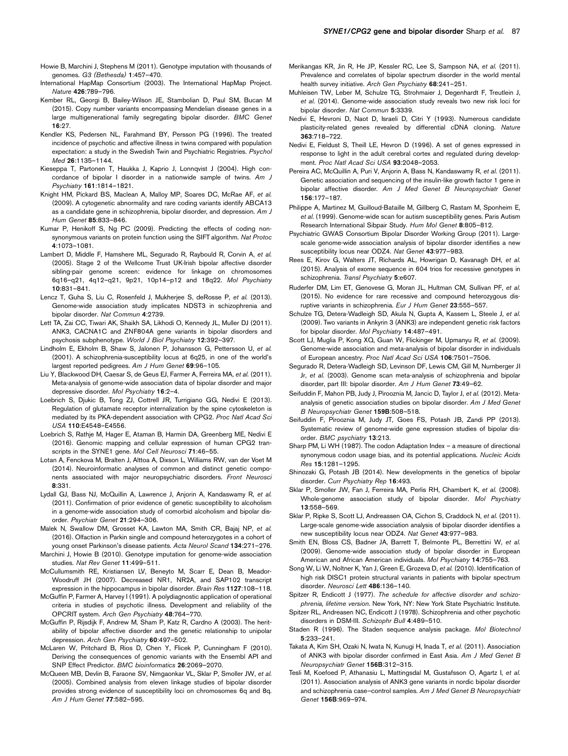Howie B, Marchini J, Stephens M (2011). Genotype imputation with thousands of genomes. *G3 (Bethesda)* **1**:457–470.

International HapMap Consortium (2003). The International HapMap Project. *Nature* **426**:789–796.

Kember RL, Georgi B, Bailey-Wilson JE, Stambolian D, Paul SM, Bucan M (2015). Copy number variants encompassing Mendelian disease genes in a large multigenerational family segregating bipolar disorder. *BMC Genet* **16**:27.

Kendler KS, Pedersen NL, Farahmand BY, Persson PG (1996). The treated incidence of psychotic and affective illness in twins compared with population expectation: a study in the Swedish Twin and Psychiatric Registries. *Psychol Med* **26**:1135–1144.

Kieseppa T, Partonen T, Haukka J, Kaprio J, Lonnqvist J (2004). High concordance of bipolar I disorder in a nationwide sample of twins. *Am J Psychiatry* **161**:1814–1821.

Knight HM, Pickard BS, Maclean A, Malloy MP, Soares DC, McRae AF, *et al.* (2009). A cytogenetic abnormality and rare coding variants identify ABCA13 as a candidate gene in schizophrenia, bipolar disorder, and depression. *Am J Hum Genet* **85**:833–846.

Kumar P, Henikoff S, Ng PC (2009). Predicting the effects of coding non-synonymous variants on protein function using the SIFT algorithm. *Nat Protoc* **4**:1073–1081.

Lambert D, Middle F, Hamshere ML, Segurado R, Raybould R, Corvin A, *et al.* (2005). Stage 2 of the Wellcome Trust UK-Irish bipolar affective disorder sibling-pair genome screen: evidence for linkage on chromosomes 6q16–q21, 4q12–q21, 9p21, 10p14–p12 and 18q22. *Mol Psychiatry* **10**:831–841.

Lencz T, Guha S, Liu C, Rosenfeld J, Mukherjee S, deRosse P, *et al.* (2013). Genome-wide association study implicates NDST3 in schizophrenia and bipolar disorder. *Nat Commun* **4**:2739.

Lett TA, Zai CC, Tiwari AK, Shaikh SA, Likhodi O, Kennedy JL, Muller DJ (2011). ANK3, CACNA1C and ZNF804A gene variants in bipolar disorders and psychosis subphenotype. *World J Biol Psychiatry* **12**:392–397.

Lindholm E, Ekholm B, Shaw S, Jalonen P, Johansson G, Pettersson U, *et al.* (2001). A schizophrenia-susceptibility locus at 6q25, in one of the world's largest reported pedigrees. *Am J Hum Genet* **69**:96–105.

Liu Y, Blackwood DH, Caesar S, de Geus EJ, Farmer A, Ferreira MA, *et al.* (2011). Meta-analysis of genome-wide association data of bipolar disorder and major depressive disorder. *Mol Psychiatry* **16**:2–4.

Loebrich S, Djukic B, Tong ZJ, Cottrell JR, Turrigiano GG, Nedivi E (2013). Regulation of glutamate receptor internalization by the spine cytoskeleton is mediated by its PKA-dependent association with CPG2. *Proc Natl Acad Sci USA* **110**:E4548–E4556.

Loebrich S, Rathje M, Hager E, Ataman B, Harmin DA, Greenberg ME, Nedivi E (2016). Genomic mapping and cellular expression of human CPG2 transcripts in the SYNE1 gene. *Mol Cell Neurosci* **71**:46–55.

Lotan A, Fenckova M, Bralten J, Alttoa A, Dixson L, Williams RW, van der Voet M (2014). Neuroinformatic analyses of common and distinct genetic components associated with major neuropsychiatric disorders. *Front Neurosci* **8**:331.

Lydall GJ, Bass NJ, McQuillin A, Lawrence J, Anjorin A, Kandaswamy R, *et al.* (2011). Confirmation of prior evidence of genetic susceptibility to alcoholism in a genome-wide association study of comorbid alcoholism and bipolar disorder. *Psychiatr Genet* **21**:294–306.

Malek N, Swallow DM, Grosset KA, Lawton MA, Smith CR, Bajaj NP, *et al.* (2016). Olfaction in Parkin single and compound heterozygotes in a cohort of young onset Parkinson's disease patients. *Acta Neurol Scand* **134**:271–276.

Marchini J, Howie B (2010). Genotype imputation for genome-wide association studies. *Nat Rev Genet* **11**:499–511.

McCullumsmith RE, Kristiansen LV, Beneyto M, Scarr E, Dean B, Meador-Woodruff JH (2007). Decreased NR1, NR2A, and SAP102 transcript expression in the hippocampus in bipolar disorder. *Brain Res* **1127**:108–118.

McGuffin P, Farmer A, Harvey I (1991). A polydiagnostic application of operational criteria in studies of psychotic illness. Development and reliability of the OPCRIT system. *Arch Gen Psychiatry* **48**:764–770.

McGuffin P, Rijsdijk F, Andrew M, Sham P, Katz R, Cardno A (2003). The heritability of bipolar affective disorder and the genetic relationship to unipolar depression. *Arch Gen Psychiatry* **60**:497–502.

McLaren W, Pritchard B, Rios D, Chen Y, Flicek P, Cunningham F (2010). Deriving the consequences of genomic variants with the Ensembl API and SNP Effect Predictor. *BMC bioinformatics* **26**:2069–2070.

McQueen MB, Devlin B, Faraone SV, Nimgaonkar VL, Sklar P, Smoller JW, *et al.* (2005). Combined analysis from eleven linkage studies of bipolar disorder provides strong evidence of susceptibility loci on chromosomes 6q and 8q. *Am J Hum Genet* **77**:582–595.

Merikangas KR, Jin R, He JP, Kessler RC, Lee S, Sampson NA, *et al.* (2011). Prevalence and correlates of bipolar spectrum disorder in the world mental health survey initiative. *Arch Gen Psychiatry* **68**:241–251.

Muhleisen TW, Leber M, Schulze TG, Strohmaier J, Degenhardt F, Treutlein J, *et al.* (2014). Genome-wide association study reveals two new risk loci for bipolar disorder. *Nat Commun* **5**:3339.

Nedivi E, Hevroni D, Naot D, Israeli D, Citri Y (1993). Numerous candidate plasticity-related genes revealed by differential cDNA cloning. *Nature* **363**:718–722.

Nedivi E, Fieldust S, Theill LE, Hevron D (1996). A set of genes expressed in response to light in the adult cerebral cortex and regulated during development. *Proc Natl Acad Sci USA* **93**:2048–2053.

Pereira AC, McQuillin A, Puri V, Anjorin A, Bass N, Kandaswamy R, *et al.* (2011). Genetic association and sequencing of the insulin-like growth factor 1 gene in bipolar affective disorder. *Am J Med Genet B Neuropsychiatr Genet* **156**:177–187.

Philippe A, Martinez M, Guilloud-Bataille M, Gillberg C, Rastam M, Sponheim E, *et al.* (1999). Genome-wide scan for autism susceptibility genes. Paris Autism Research International Sibpair Study. *Hum Mol Genet* **8**:805–812.

Psychiatric GWAS Consortium Bipolar Disorder Working Group (2011). Large-scale genome-wide association analysis of bipolar disorder identifies a new susceptibility locus near ODZ4. *Nat Genet* **43**:977–983.

Rees E, Kirov G, Walters JT, Richards AL, Howrigan D, Kavanagh DH, *et al.* (2015). Analysis of exome sequence in 604 trios for recessive genotypes in schizophrenia. *Transl Psychiatry* **5**:e607.

Ruderfer DM, Lim ET, Genovese G, Moran JL, Hultman CM, Sullivan PF, *et al.* (2015). No evidence for rare recessive and compound heterozygous disruptive variants in schizophrenia. *Eur J Hum Genet* **23**:555–557.

Schulze TG, Detera-Wadleigh SD, Akula N, Gupta A, Kassem L, Steele J, *et al.* (2009). Two variants in Ankyrin 3 (ANK3) are independent genetic risk factors for bipolar disorder. *Mol Psychiatry* **14**:487–491.

Scott LJ, Muglia P, Kong XQ, Guan W, Flickinger M, Upmanyu R, *et al.* (2009). Genome-wide association and meta-analysis of bipolar disorder in individuals of European ancestry. *Proc Natl Acad Sci USA* **106**:7501–7506.

Segurado R, Detera-Wadleigh SD, Levinson DF, Lewis CM, Gill M, Nurnberger JI Jr, *et al.* (2003). Genome scan meta-analysis of schizophrenia and bipolar disorder, part III: bipolar disorder. *Am J Hum Genet* **73**:49–62.

Seifuddin F, Mahon PB, Judy J, Pirooznia M, Jancic D, Taylor J, *et al.* (2012). Meta-analysis of genetic association studies on bipolar disorder. *Am J Med Genet B Neuropsychiatr Genet* **159B**:508–518.

Seifuddin F, Pirooznia M, Judy JT, Goes FS, Potash JB, Zandi PP (2013). Systematic review of genome-wide gene expression studies of bipolar disorder. *BMC psychiatry* **13**:213.

Sharp PM, Li WH (1987). The codon Adaptation Index – a measure of directional synonymous codon usage bias, and its potential applications. *Nucleic Acids Res* **15**:1281–1295.

Shinozaki G, Potash JB (2014). New developments in the genetics of bipolar disorder. *Curr Psychiatry Rep* **16**:493.

Sklar P, Smoller JW, Fan J, Ferreira MA, Perlis RH, Chambert K, *et al.* (2008). Whole-genome association study of bipolar disorder. *Mol Psychiatry* **13**:558–569.

Sklar P, Ripke S, Scott LJ, Andreassen OA, Cichon S, Craddock N, *et al.* (2011). Large-scale genome-wide association analysis of bipolar disorder identifies a new susceptibility locus near ODZ4. *Nat Genet* **43**:977–983.

Smith EN, Bloss CS, Badner JA, Barrett T, Belmonte PL, Berrettini W, *et al.* (2009). Genome-wide association study of bipolar disorder in European American and African American individuals. *Mol Psychiatry* **14**:755–763.

Song W, Li W, Noltner K, Yan J, Green E, Grozeva D, *et al.* (2010). Identification of high risk DISC1 protein structural variants in patients with bipolar spectrum disorder. *Neurosci Lett* **486**:136–140.

Spitzer R, Endicott J (1977). *The schedule for affective disorder and schizophrenia, lifetime version*. New York, NY: New York State Psychiatric Institute.

Spitzer RL, Andreasen NC, Endicott J (1978). Schizophrenia and other psychotic disorders in DSM-III. *Schizophr Bull* **4**:489–510.

Staden R (1996). The Staden sequence analysis package. *Mol Biotechnol* **5**:233–241.

Takata A, Kim SH, Ozaki N, Iwata N, Kunugi H, Inada T, *et al.* (2011). Association of ANK3 with bipolar disorder confirmed in East Asia. *Am J Med Genet B Neuropsychiatr Genet* **156B**:312–315.

Tesli M, Koefoed P, Athanasiu L, Mattingsdal M, Gustafsson O, Agartz I, *et al.* (2011). Association analysis of ANK3 gene variants in nordic bipolar disorder and schizophrenia case–control samples. *Am J Med Genet B Neuropsychiatr Genet* **156B**:969–974.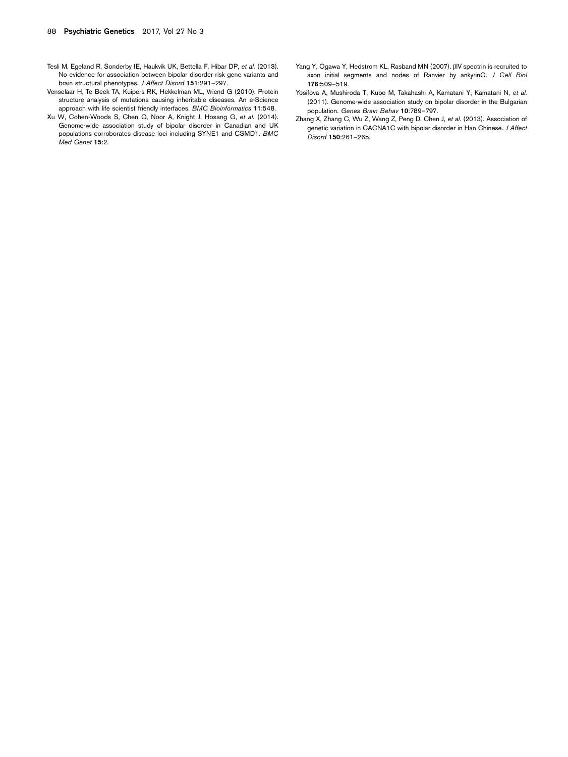Tesli M, Egeland R, Sonderby IE, Haukvik UK, Bettella F, Hibar DP, *et al.* (2013). No evidence for association between bipolar disorder risk gene variants and brain structural phenotypes. *J Affect Disord* **151**:291–297.

Venselaar H, Te Beek TA, Kuipers RK, Hekkelman ML, Vriend G (2010). Protein structure analysis of mutations causing inheritable diseases. An e-Science approach with life scientist friendly interfaces. *BMC Bioinformatics* **11**:548.

Xu W, Cohen-Woods S, Chen Q, Noor A, Knight J, Hosang G, *et al.* (2014). Genome-wide association study of bipolar disorder in Canadian and UK populations corroborates disease loci including SYNE1 and CSMD1. *BMC Med Genet* **15**:2.

Yang Y, Ogawa Y, Hedstrom KL, Rasband MN (2007). βIV spectrin is recruited to axon initial segments and nodes of Ranvier by ankyrinG. *J Cell Biol* **176**:509–519.

Yosifova A, Mushiroda T, Kubo M, Takahashi A, Kamatani Y, Kamatani N, *et al.* (2011). Genome-wide association study on bipolar disorder in the Bulgarian population. *Genes Brain Behav* **10**:789–797.

Zhang X, Zhang C, Wu Z, Wang Z, Peng D, Chen J, *et al.* (2013). Association of genetic variation in CACNA1C with bipolar disorder in Han Chinese. *J Affect Disord* **150**:261–265.